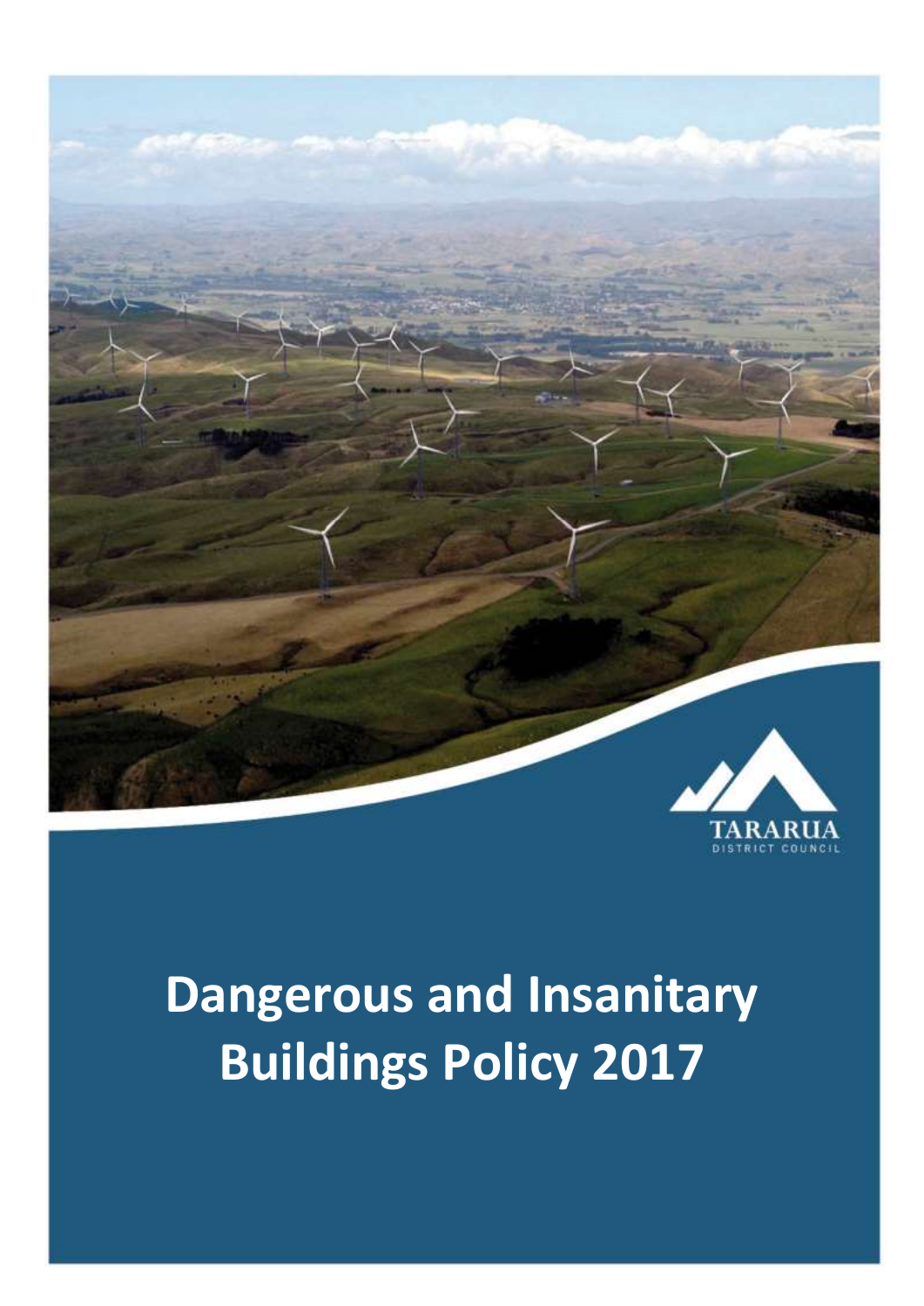TARARUA

DISTRICT COUNCIL

# Dangerous and Insanitary Buildings Policy 2017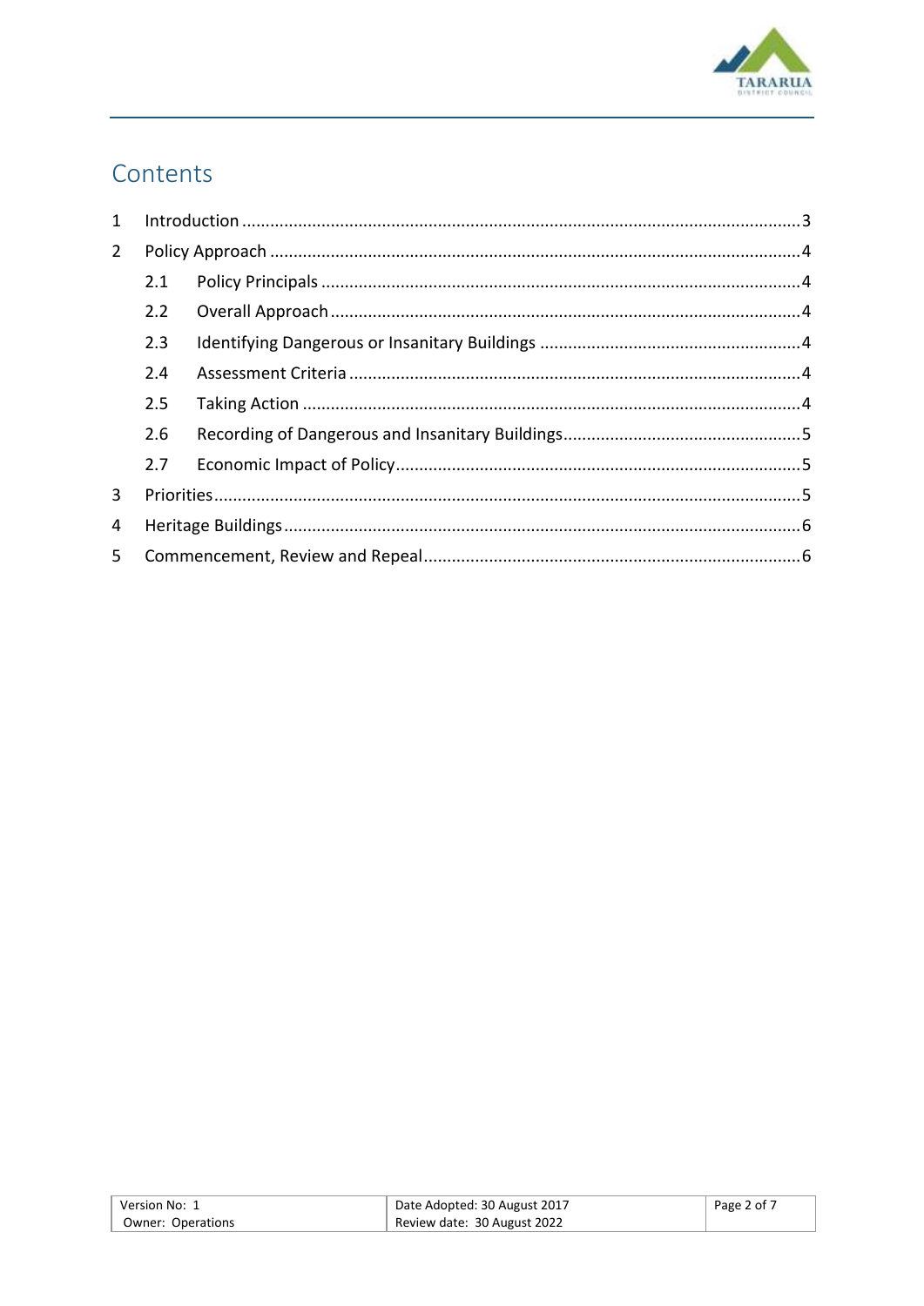# Contents

1 Introduction ........................................................................................................3

2 Policy Approach ...................................................................................................4

  2.1 Policy Principals ...........................................................................................4

  2.2 Overall Approach ..........................................................................................4

  2.3 Identifying Dangerous or Insanitary Buildings ..............................................4

  2.4 Assessment Criteria ......................................................................................4

  2.5 Taking Action ...............................................................................................4

  2.6 Recording of Dangerous and Insanitary Buildings.........................................5

  2.7 Economic Impact of Policy............................................................................5

3 Priorities...............................................................................................................5

4 Heritage Buildings................................................................................................6

5 Commencement, Review and Repeal...................................................................6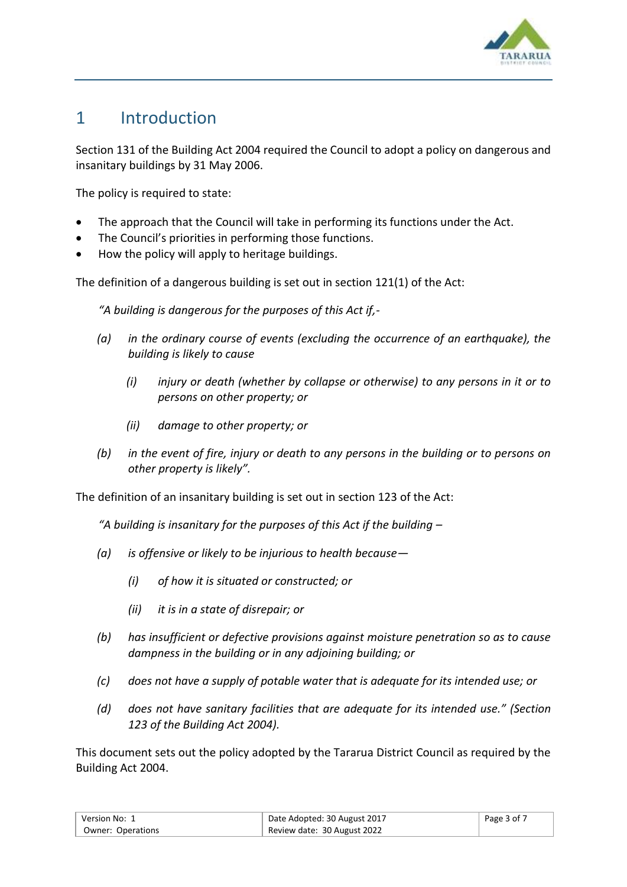# 1 Introduction

Section 131 of the Building Act 2004 required the Council to adopt a policy on dangerous and insanitary buildings by 31 May 2006.

The policy is required to state:

- The approach that the Council will take in performing its functions under the Act.
- The Council's priorities in performing those functions.
- How the policy will apply to heritage buildings.

The definition of a dangerous building is set out in section 121(1) of the Act:

> *"A building is dangerous for the purposes of this Act if,-*
>
> *(a) in the ordinary course of events (excluding the occurrence of an earthquake), the building is likely to cause*
>
> *(i) injury or death (whether by collapse or otherwise) to any persons in it or to persons on other property; or*
>
> *(ii) damage to other property; or*
>
> *(b) in the event of fire, injury or death to any persons in the building or to persons on other property is likely".*

The definition of an insanitary building is set out in section 123 of the Act:

> *"A building is insanitary for the purposes of this Act if the building –*
>
> *(a) is offensive or likely to be injurious to health because—*
>
> *(i) of how it is situated or constructed; or*
>
> *(ii) it is in a state of disrepair; or*
>
> *(b) has insufficient or defective provisions against moisture penetration so as to cause dampness in the building or in any adjoining building; or*
>
> *(c) does not have a supply of potable water that is adequate for its intended use; or*
>
> *(d) does not have sanitary facilities that are adequate for its intended use." (Section 123 of the Building Act 2004).*

This document sets out the policy adopted by the Tararua District Council as required by the Building Act 2004.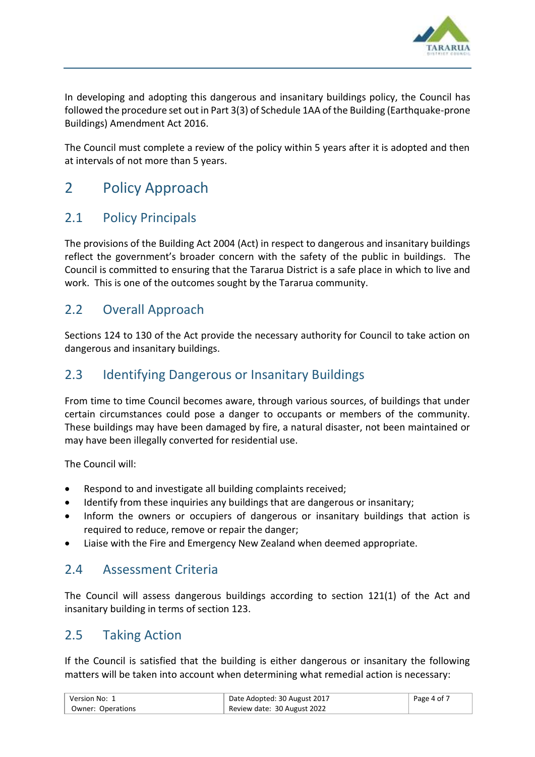In developing and adopting this dangerous and insanitary buildings policy, the Council has followed the procedure set out in Part 3(3) of Schedule 1AA of the Building (Earthquake-prone Buildings) Amendment Act 2016.

The Council must complete a review of the policy within 5 years after it is adopted and then at intervals of not more than 5 years.

# 2 Policy Approach

## 2.1 Policy Principals

The provisions of the Building Act 2004 (Act) in respect to dangerous and insanitary buildings reflect the government's broader concern with the safety of the public in buildings. The Council is committed to ensuring that the Tararua District is a safe place in which to live and work. This is one of the outcomes sought by the Tararua community.

## 2.2 Overall Approach

Sections 124 to 130 of the Act provide the necessary authority for Council to take action on dangerous and insanitary buildings.

## 2.3 Identifying Dangerous or Insanitary Buildings

From time to time Council becomes aware, through various sources, of buildings that under certain circumstances could pose a danger to occupants or members of the community. These buildings may have been damaged by fire, a natural disaster, not been maintained or may have been illegally converted for residential use.

The Council will:

- Respond to and investigate all building complaints received;
- Identify from these inquiries any buildings that are dangerous or insanitary;
- Inform the owners or occupiers of dangerous or insanitary buildings that action is required to reduce, remove or repair the danger;
- Liaise with the Fire and Emergency New Zealand when deemed appropriate.

## 2.4 Assessment Criteria

The Council will assess dangerous buildings according to section 121(1) of the Act and insanitary building in terms of section 123.

## 2.5 Taking Action

If the Council is satisfied that the building is either dangerous or insanitary the following matters will be taken into account when determining what remedial action is necessary: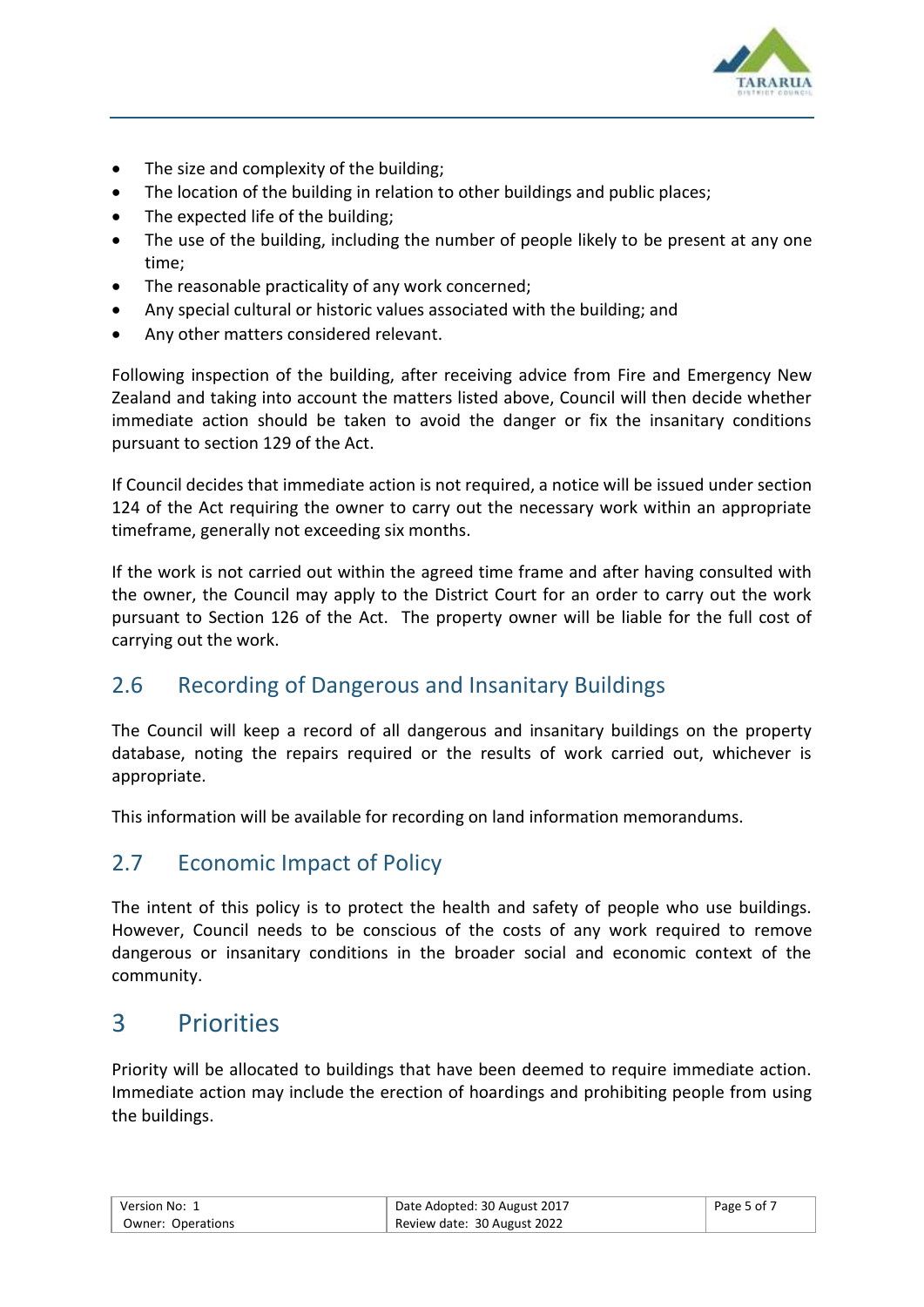- The size and complexity of the building;
- The location of the building in relation to other buildings and public places;
- The expected life of the building;
- The use of the building, including the number of people likely to be present at any one time;
- The reasonable practicality of any work concerned;
- Any special cultural or historic values associated with the building; and
- Any other matters considered relevant.

Following inspection of the building, after receiving advice from Fire and Emergency New Zealand and taking into account the matters listed above, Council will then decide whether immediate action should be taken to avoid the danger or fix the insanitary conditions pursuant to section 129 of the Act.

If Council decides that immediate action is not required, a notice will be issued under section 124 of the Act requiring the owner to carry out the necessary work within an appropriate timeframe, generally not exceeding six months.

If the work is not carried out within the agreed time frame and after having consulted with the owner, the Council may apply to the District Court for an order to carry out the work pursuant to Section 126 of the Act. The property owner will be liable for the full cost of carrying out the work.

## 2.6 Recording of Dangerous and Insanitary Buildings

The Council will keep a record of all dangerous and insanitary buildings on the property database, noting the repairs required or the results of work carried out, whichever is appropriate.

This information will be available for recording on land information memorandums.

## 2.7 Economic Impact of Policy

The intent of this policy is to protect the health and safety of people who use buildings. However, Council needs to be conscious of the costs of any work required to remove dangerous or insanitary conditions in the broader social and economic context of the community.

# 3 Priorities

Priority will be allocated to buildings that have been deemed to require immediate action. Immediate action may include the erection of hoardings and prohibiting people from using the buildings.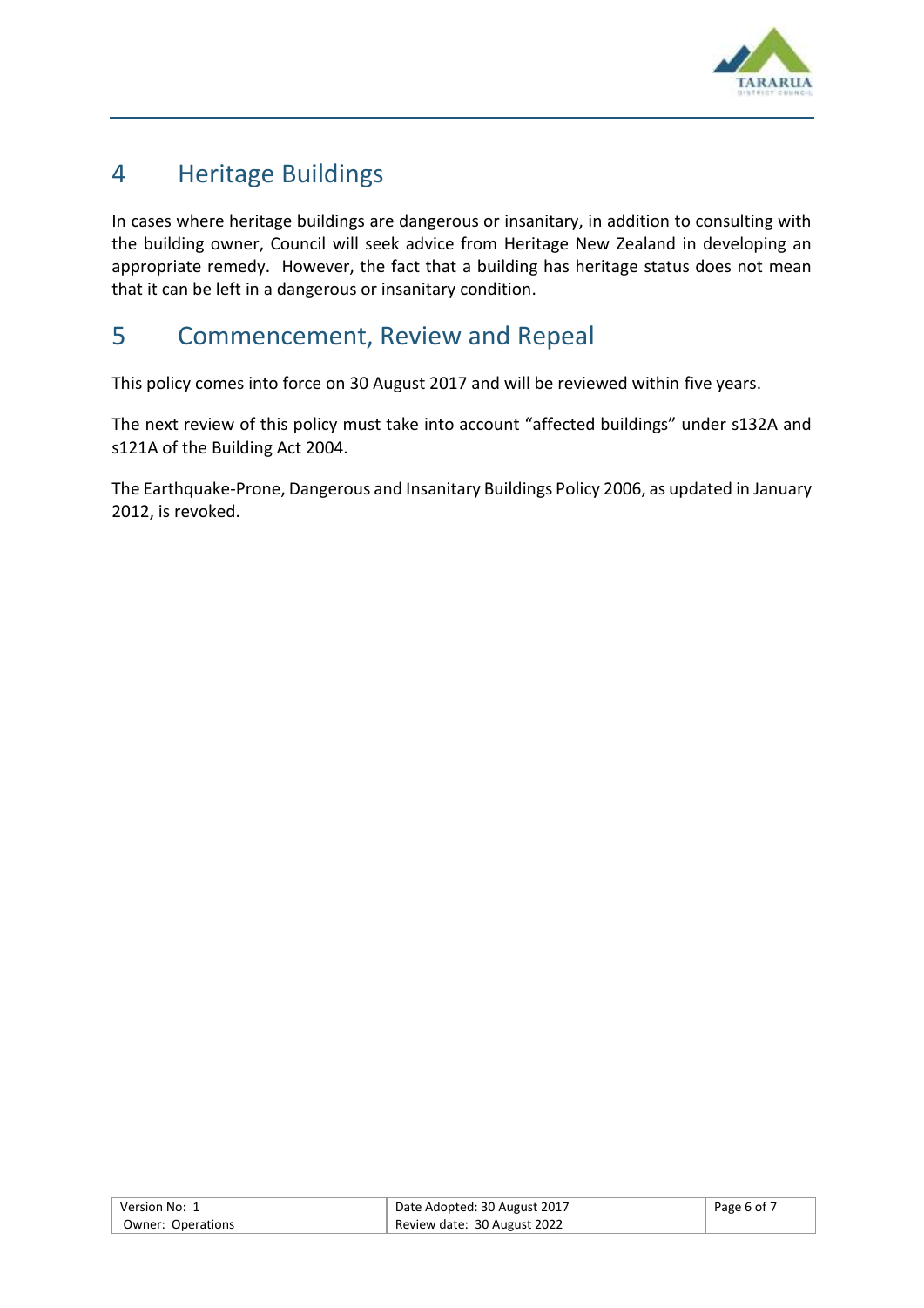## 4 Heritage Buildings

In cases where heritage buildings are dangerous or insanitary, in addition to consulting with the building owner, Council will seek advice from Heritage New Zealand in developing an appropriate remedy. However, the fact that a building has heritage status does not mean that it can be left in a dangerous or insanitary condition.

## 5 Commencement, Review and Repeal

This policy comes into force on 30 August 2017 and will be reviewed within five years.

The next review of this policy must take into account "affected buildings" under s132A and s121A of the Building Act 2004.

The Earthquake-Prone, Dangerous and Insanitary Buildings Policy 2006, as updated in January 2012, is revoked.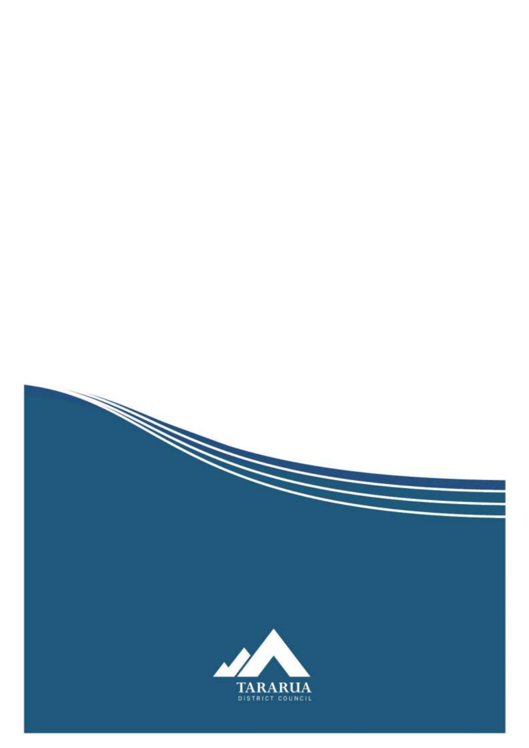TARARUA

DISTRICT COUNCIL